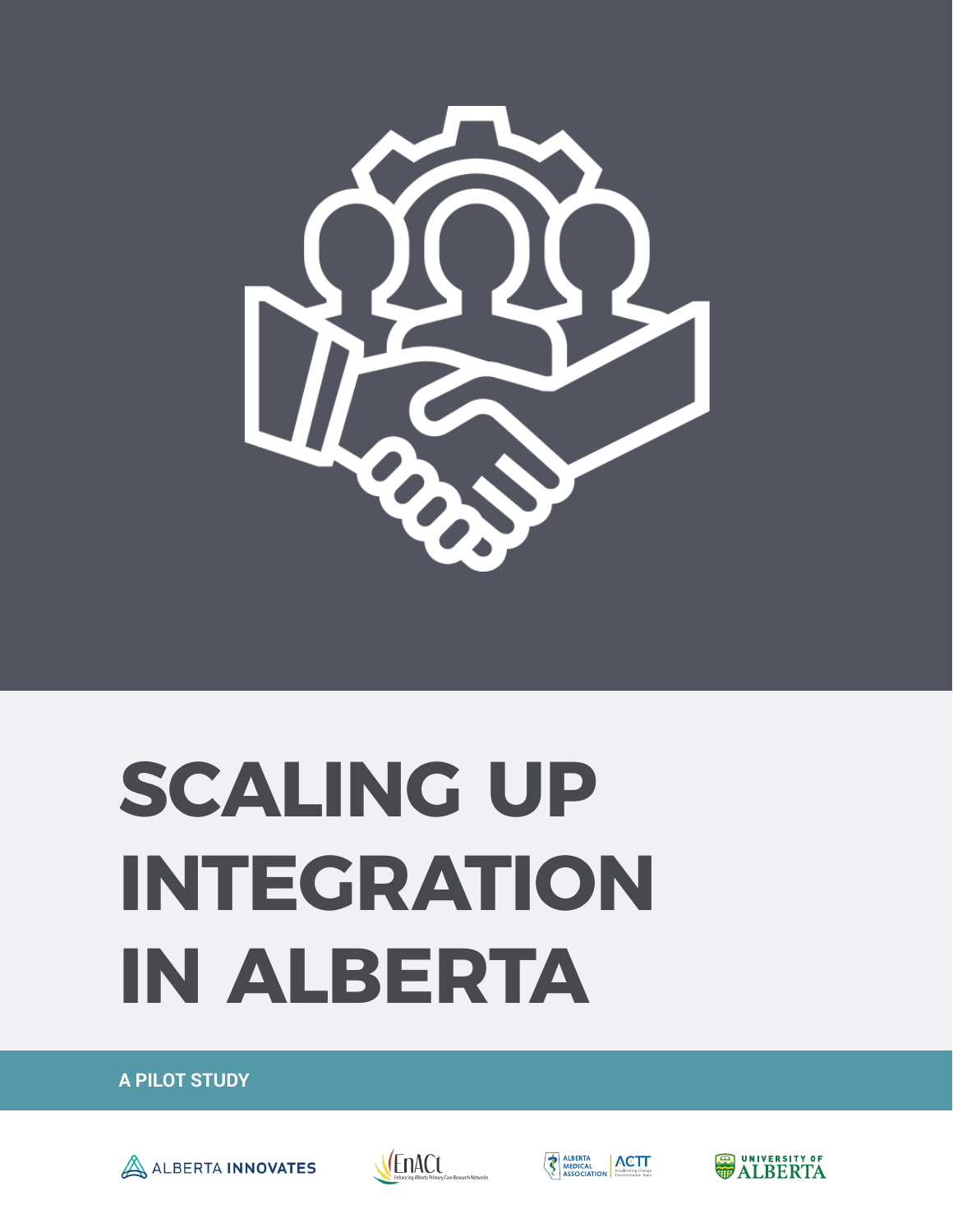# SCALING UP INTEGRATION IN ALBERTA

**A PILOT STUDY**

ALBERTA INNOVATES

EnACt — Enhancing Alberta Primary Care Research Networks

ALBERTA MEDICAL ASSOCIATION | ACTT — Accelerating Change Transformation Team

UNIVERSITY OF ALBERTA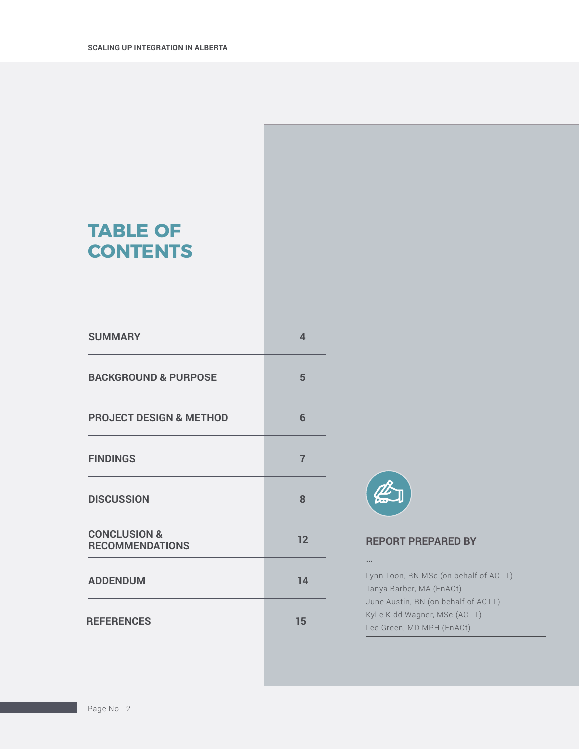# TABLE OF CONTENTS

| | |
|---|---|
| SUMMARY | 4 |
| BACKGROUND & PURPOSE | 5 |
| PROJECT DESIGN & METHOD | 6 |
| FINDINGS | 7 |
| DISCUSSION | 8 |
| CONCLUSION & RECOMMENDATIONS | 12 |
| ADDENDUM | 14 |
| REFERENCES | 15 |

## REPORT PREPARED BY

...

Lynn Toon, RN MSc (on behalf of ACTT)
Tanya Barber, MA (EnACt)
June Austin, RN (on behalf of ACTT)
Kylie Kidd Wagner, MSc (ACTT)
Lee Green, MD MPH (EnACt)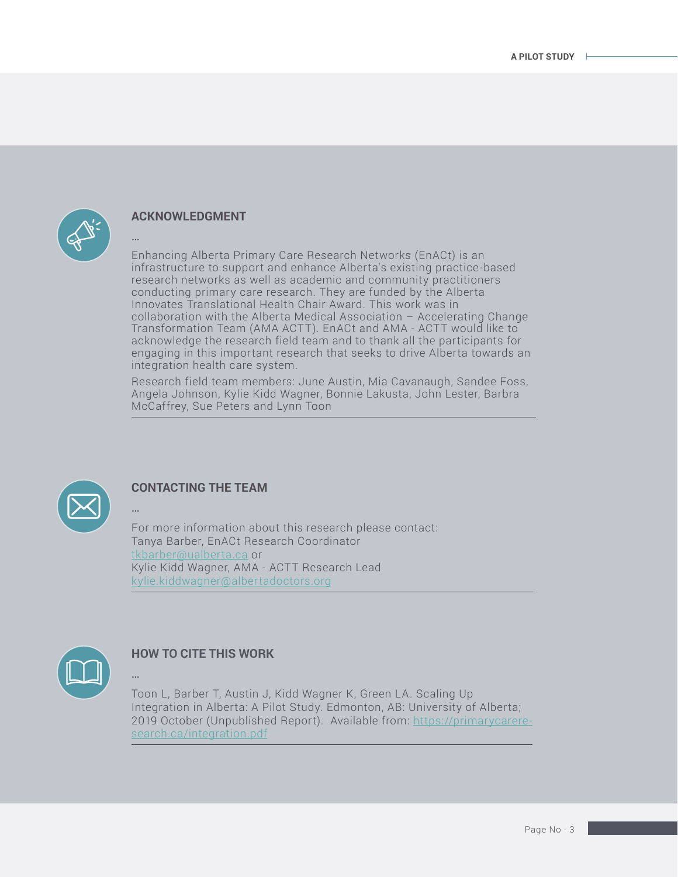## ACKNOWLEDGMENT

...

Enhancing Alberta Primary Care Research Networks (EnACt) is an infrastructure to support and enhance Alberta's existing practice-based research networks as well as academic and community practitioners conducting primary care research. They are funded by the Alberta Innovates Translational Health Chair Award. This work was in collaboration with the Alberta Medical Association – Accelerating Change Transformation Team (AMA ACTT). EnACt and AMA - ACTT would like to acknowledge the research field team and to thank all the participants for engaging in this important research that seeks to drive Alberta towards an integration health care system.

Research field team members: June Austin, Mia Cavanaugh, Sandee Foss, Angela Johnson, Kylie Kidd Wagner, Bonnie Lakusta, John Lester, Barbra McCaffrey, Sue Peters and Lynn Toon

## CONTACTING THE TEAM

...

For more information about this research please contact:
Tanya Barber, EnACt Research Coordinator
tkbarber@ualberta.ca or
Kylie Kidd Wagner, AMA - ACTT Research Lead
kylie.kiddwagner@albertadoctors.org

## HOW TO CITE THIS WORK

...

Toon L, Barber T, Austin J, Kidd Wagner K, Green LA. Scaling Up Integration in Alberta: A Pilot Study. Edmonton, AB: University of Alberta; 2019 October (Unpublished Report). Available from: https://primarycareresearch.ca/integration.pdf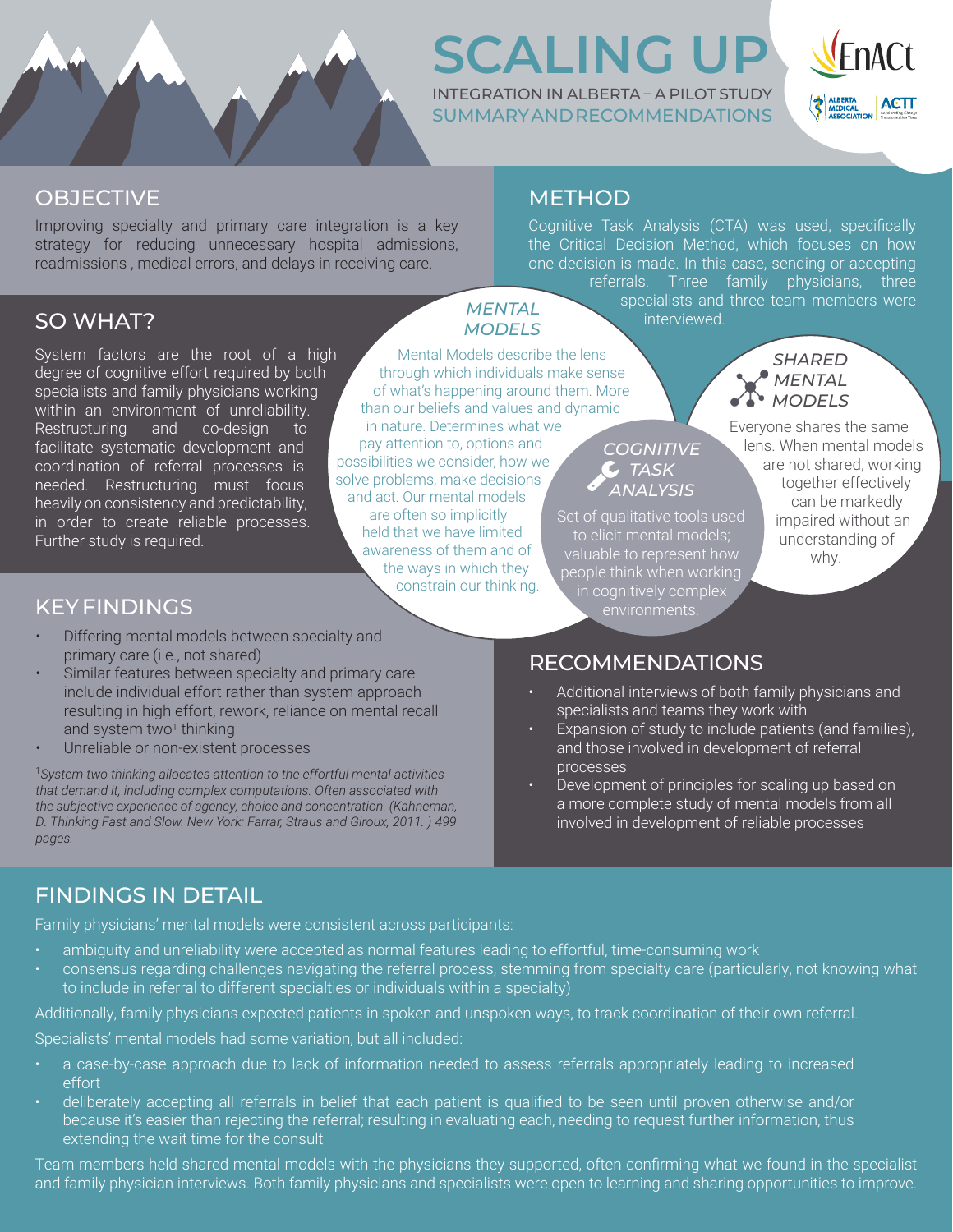# SCALING UP

INTEGRATION IN ALBERTA – A PILOT STUDY

SUMMARY AND RECOMMENDATIONS

## OBJECTIVE

Improving specialty and primary care integration is a key strategy for reducing unnecessary hospital admissions, readmissions , medical errors, and delays in receiving care.

## METHOD

Cognitive Task Analysis (CTA) was used, specifically the Critical Decision Method, which focuses on how one decision is made. In this case, sending or accepting referrals. Three family physicians, three specialists and three team members were interviewed.

## SO WHAT?

System factors are the root of a high degree of cognitive effort required by both specialists and family physicians working within an environment of unreliability. Restructuring and co-design to facilitate systematic development and coordination of referral processes is needed. Restructuring must focus heavily on consistency and predictability, in order to create reliable processes. Further study is required.

### *MENTAL MODELS*

Mental Models describe the lens through which individuals make sense of what's happening around them. More than our beliefs and values and dynamic in nature. Determines what we pay attention to, options and possibilities we consider, how we solve problems, make decisions and act. Our mental models are often so implicitly held that we have limited awareness of them and of the ways in which they constrain our thinking.

### *COGNITIVE TASK ANALYSIS*

Set of qualitative tools used to elicit mental models; valuable to represent how people think when working in cognitively complex environments.

### *SHARED MENTAL MODELS*

Everyone shares the same lens. When mental models are not shared, working together effectively can be markedly impaired without an understanding of why.

## KEY FINDINGS

- Differing mental models between specialty and primary care (i.e., not shared)
- Similar features between specialty and primary care include individual effort rather than system approach resulting in high effort, rework, reliance on mental recall and system two[1] thinking
- Unreliable or non-existent processes

[1]*System two thinking allocates attention to the effortful mental activities that demand it, including complex computations. Often associated with the subjective experience of agency, choice and concentration. (Kahneman, D. Thinking Fast and Slow. New York: Farrar, Straus and Giroux, 2011. ) 499 pages.*

## RECOMMENDATIONS

- Additional interviews of both family physicians and specialists and teams they work with
- Expansion of study to include patients (and families), and those involved in development of referral processes
- Development of principles for scaling up based on a more complete study of mental models from all involved in development of reliable processes

## FINDINGS IN DETAIL

Family physicians' mental models were consistent across participants:

- ambiguity and unreliability were accepted as normal features leading to effortful, time-consuming work
- consensus regarding challenges navigating the referral process, stemming from specialty care (particularly, not knowing what to include in referral to different specialties or individuals within a specialty)

Additionally, family physicians expected patients in spoken and unspoken ways, to track coordination of their own referral.

Specialists' mental models had some variation, but all included:

- a case-by-case approach due to lack of information needed to assess referrals appropriately leading to increased effort
- deliberately accepting all referrals in belief that each patient is qualified to be seen until proven otherwise and/or because it's easier than rejecting the referral; resulting in evaluating each, needing to request further information, thus extending the wait time for the consult

Team members held shared mental models with the physicians they supported, often confirming what we found in the specialist and family physician interviews. Both family physicians and specialists were open to learning and sharing opportunities to improve.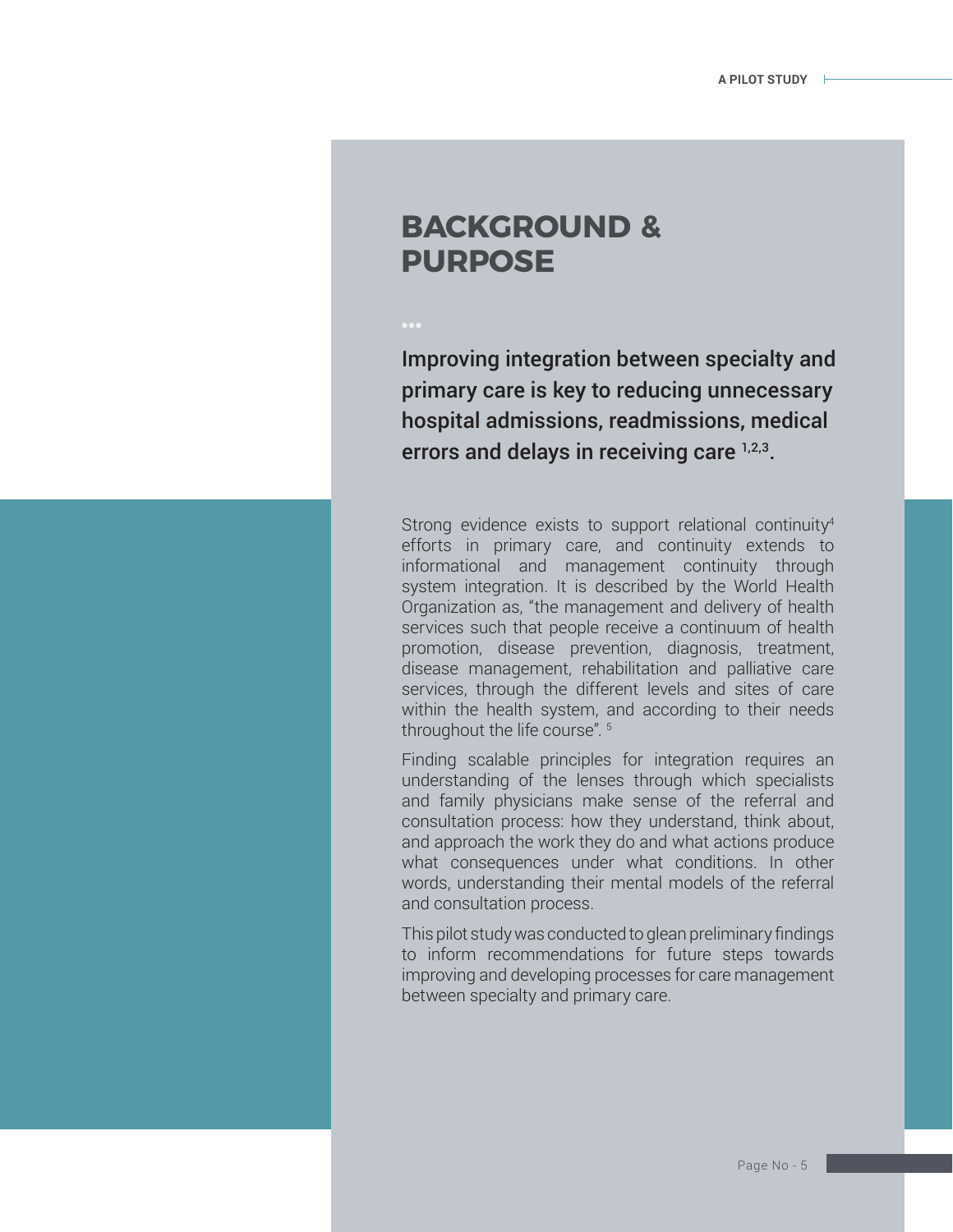# BACKGROUND & PURPOSE

**Improving integration between specialty and primary care is key to reducing unnecessary hospital admissions, readmissions, medical errors and delays in receiving care [1,2,3].**

Strong evidence exists to support relational continuity[4] efforts in primary care, and continuity extends to informational and management continuity through system integration. It is described by the World Health Organization as, "the management and delivery of health services such that people receive a continuum of health promotion, disease prevention, diagnosis, treatment, disease management, rehabilitation and palliative care services, through the different levels and sites of care within the health system, and according to their needs throughout the life course". [5]

Finding scalable principles for integration requires an understanding of the lenses through which specialists and family physicians make sense of the referral and consultation process: how they understand, think about, and approach the work they do and what actions produce what consequences under what conditions. In other words, understanding their mental models of the referral and consultation process.

This pilot study was conducted to glean preliminary findings to inform recommendations for future steps towards improving and developing processes for care management between specialty and primary care.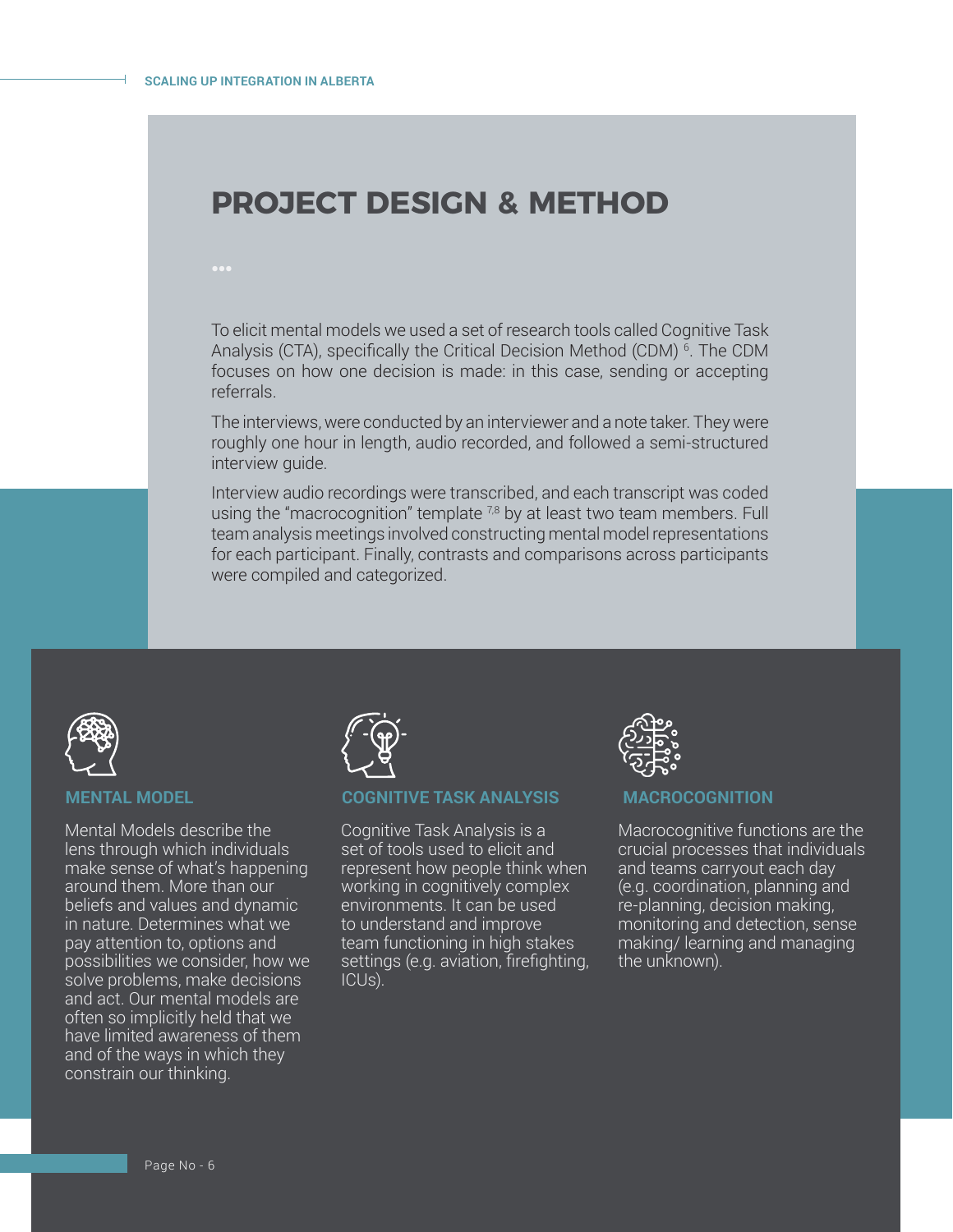# PROJECT DESIGN & METHOD

To elicit mental models we used a set of research tools called Cognitive Task Analysis (CTA), specifically the Critical Decision Method (CDM) [6]. The CDM focuses on how one decision is made: in this case, sending or accepting referrals.

The interviews, were conducted by an interviewer and a note taker. They were roughly one hour in length, audio recorded, and followed a semi-structured interview guide.

Interview audio recordings were transcribed, and each transcript was coded using the "macrocognition" template [7,8] by at least two team members. Full team analysis meetings involved constructing mental model representations for each participant. Finally, contrasts and comparisons across participants were compiled and categorized.

### MENTAL MODEL

Mental Models describe the lens through which individuals make sense of what's happening around them. More than our beliefs and values and dynamic in nature. Determines what we pay attention to, options and possibilities we consider, how we solve problems, make decisions and act. Our mental models are often so implicitly held that we have limited awareness of them and of the ways in which they constrain our thinking.

### COGNITIVE TASK ANALYSIS

Cognitive Task Analysis is a set of tools used to elicit and represent how people think when working in cognitively complex environments. It can be used to understand and improve team functioning in high stakes settings (e.g. aviation, firefighting, ICUs).

### MACROCOGNITION

Macrocognitive functions are the crucial processes that individuals and teams carryout each day (e.g. coordination, planning and re-planning, decision making, monitoring and detection, sense making/ learning and managing the unknown).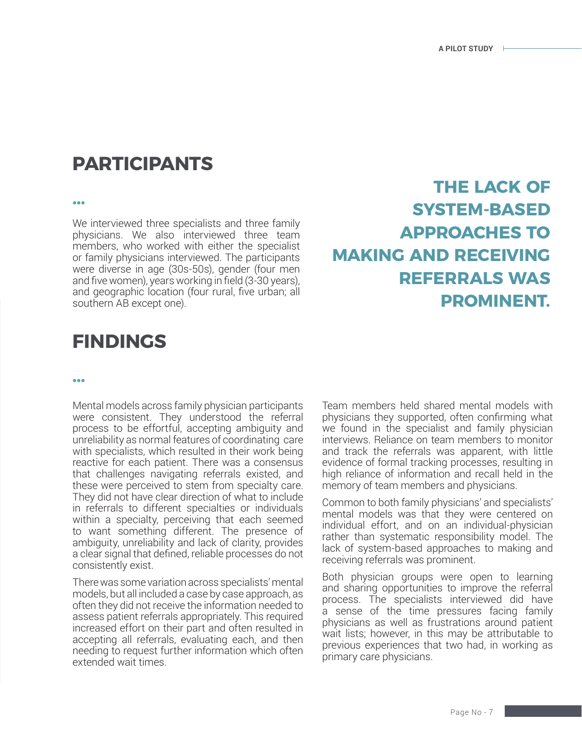## PARTICIPANTS

We interviewed three specialists and three family physicians. We also interviewed three team members, who worked with either the specialist or family physicians interviewed. The participants were diverse in age (30s-50s), gender (four men and five women), years working in field (3-30 years), and geographic location (four rural, five urban; all southern AB except one).

**THE LACK OF SYSTEM-BASED APPROACHES TO MAKING AND RECEIVING REFERRALS WAS PROMINENT.**

## FINDINGS

Mental models across family physician participants were consistent. They understood the referral process to be effortful, accepting ambiguity and unreliability as normal features of coordinating care with specialists, which resulted in their work being reactive for each patient. There was a consensus that challenges navigating referrals existed, and these were perceived to stem from specialty care. They did not have clear direction of what to include in referrals to different specialties or individuals within a specialty, perceiving that each seemed to want something different. The presence of ambiguity, unreliability and lack of clarity, provides a clear signal that defined, reliable processes do not consistently exist.

There was some variation across specialists' mental models, but all included a case by case approach, as often they did not receive the information needed to assess patient referrals appropriately. This required increased effort on their part and often resulted in accepting all referrals, evaluating each, and then needing to request further information which often extended wait times.

Team members held shared mental models with physicians they supported, often confirming what we found in the specialist and family physician interviews. Reliance on team members to monitor and track the referrals was apparent, with little evidence of formal tracking processes, resulting in high reliance of information and recall held in the memory of team members and physicians.

Common to both family physicians' and specialists' mental models was that they were centered on individual effort, and on an individual-physician rather than systematic responsibility model. The lack of system-based approaches to making and receiving referrals was prominent.

Both physician groups were open to learning and sharing opportunities to improve the referral process. The specialists interviewed did have a sense of the time pressures facing family physicians as well as frustrations around patient wait lists; however, in this may be attributable to previous experiences that two had, in working as primary care physicians.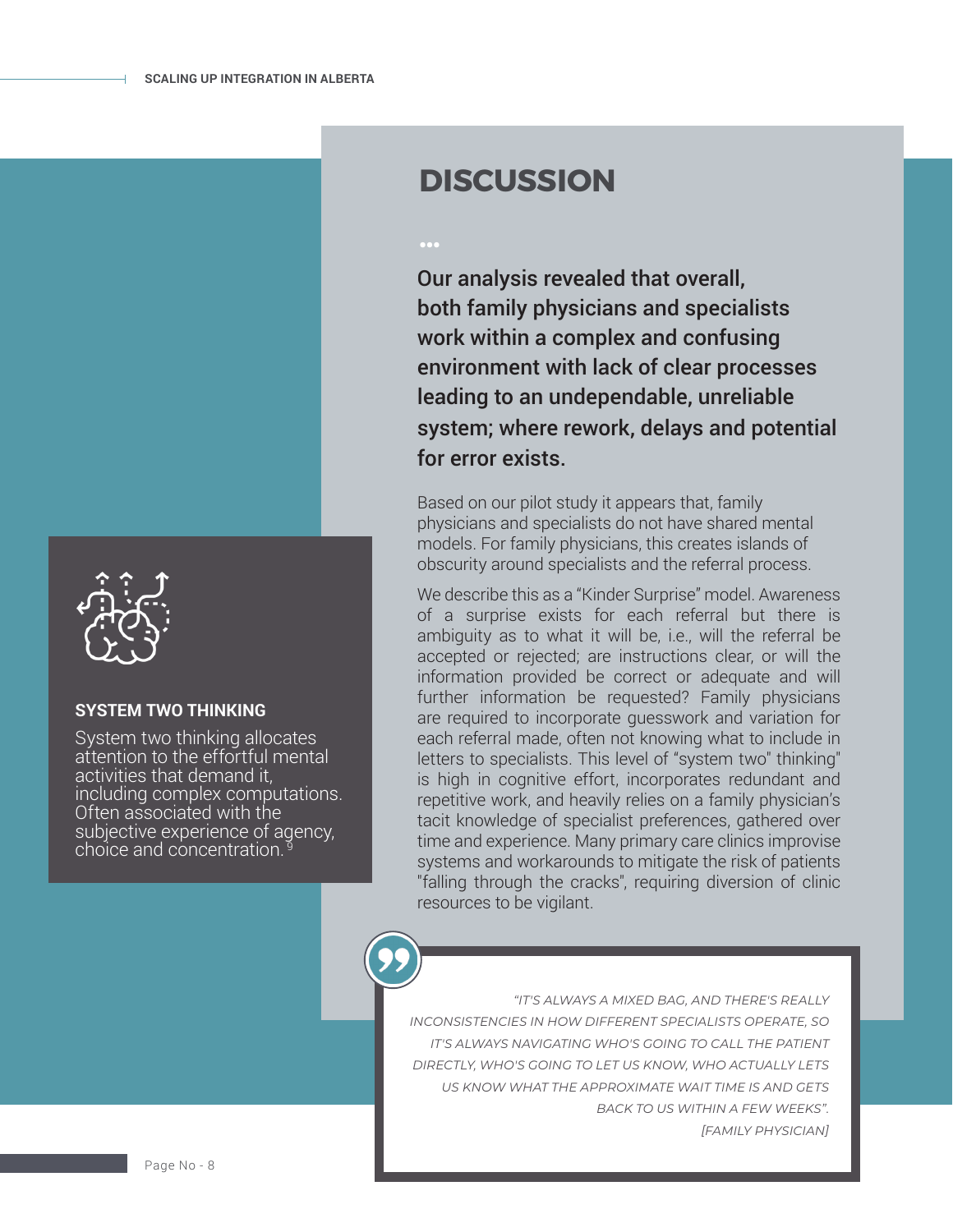# DISCUSSION

**Our analysis revealed that overall, both family physicians and specialists work within a complex and confusing environment with lack of clear processes leading to an undependable, unreliable system; where rework, delays and potential for error exists.**

Based on our pilot study it appears that, family physicians and specialists do not have shared mental models. For family physicians, this creates islands of obscurity around specialists and the referral process.

We describe this as a "Kinder Surprise" model. Awareness of a surprise exists for each referral but there is ambiguity as to what it will be, i.e., will the referral be accepted or rejected; are instructions clear, or will the information provided be correct or adequate and will further information be requested? Family physicians are required to incorporate guesswork and variation for each referral made, often not knowing what to include in letters to specialists. This level of "system two" thinking" is high in cognitive effort, incorporates redundant and repetitive work, and heavily relies on a family physician's tacit knowledge of specialist preferences, gathered over time and experience. Many primary care clinics improvise systems and workarounds to mitigate the risk of patients "falling through the cracks", requiring diversion of clinic resources to be vigilant.

### SYSTEM TWO THINKING

System two thinking allocates attention to the effortful mental activities that demand it, including complex computations. Often associated with the subjective experience of agency, choice and concentration.[9]

> *"IT'S ALWAYS A MIXED BAG, AND THERE'S REALLY INCONSISTENCIES IN HOW DIFFERENT SPECIALISTS OPERATE, SO IT'S ALWAYS NAVIGATING WHO'S GOING TO CALL THE PATIENT DIRECTLY, WHO'S GOING TO LET US KNOW, WHO ACTUALLY LETS US KNOW WHAT THE APPROXIMATE WAIT TIME IS AND GETS BACK TO US WITHIN A FEW WEEKS". [FAMILY PHYSICIAN]*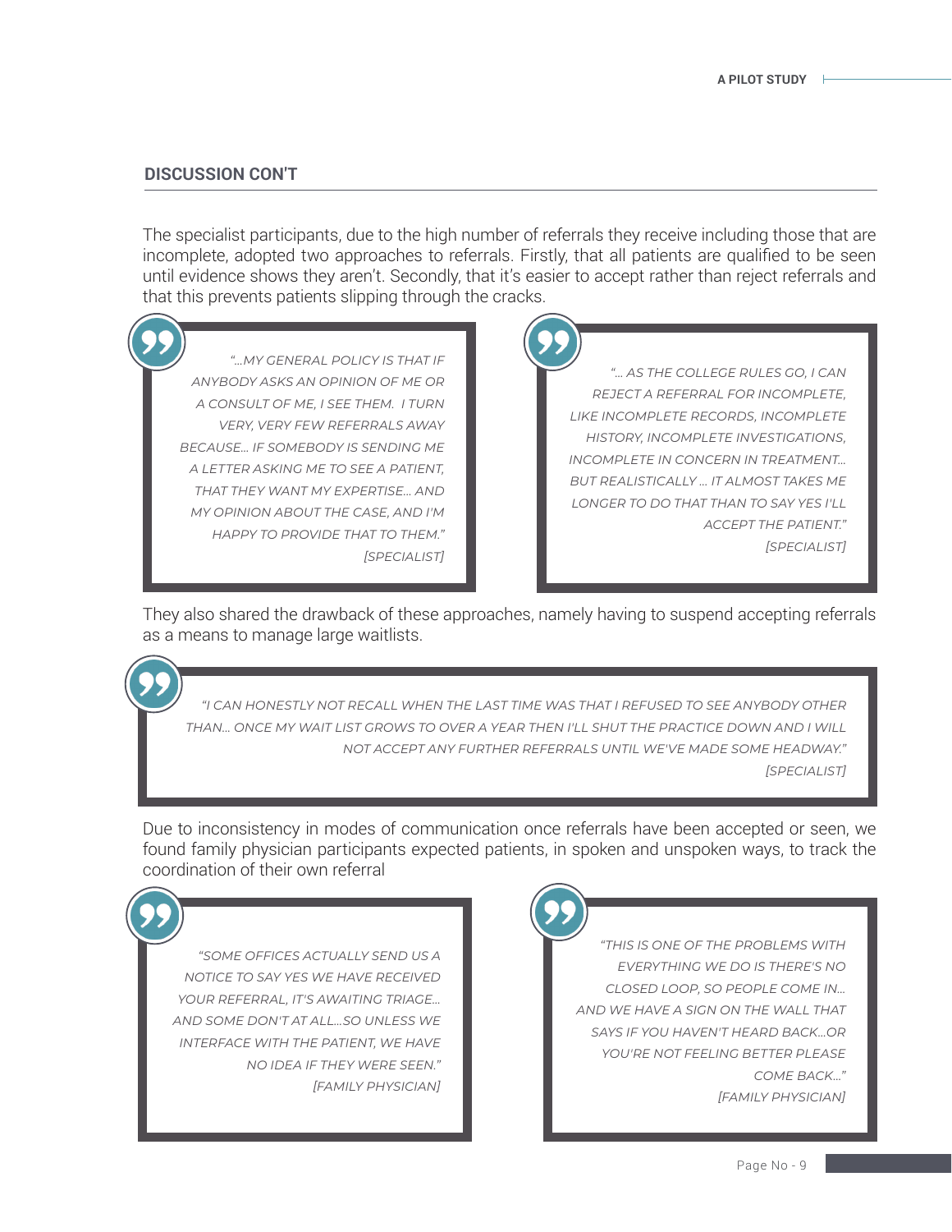## DISCUSSION CON'T

The specialist participants, due to the high number of referrals they receive including those that are incomplete, adopted two approaches to referrals. Firstly, that all patients are qualified to be seen until evidence shows they aren't. Secondly, that it's easier to accept rather than reject referrals and that this prevents patients slipping through the cracks.

> *"...MY GENERAL POLICY IS THAT IF ANYBODY ASKS AN OPINION OF ME OR A CONSULT OF ME, I SEE THEM. I TURN VERY, VERY FEW REFERRALS AWAY BECAUSE... IF SOMEBODY IS SENDING ME A LETTER ASKING ME TO SEE A PATIENT, THAT THEY WANT MY EXPERTISE... AND MY OPINION ABOUT THE CASE, AND I'M HAPPY TO PROVIDE THAT TO THEM."*
> *[SPECIALIST]*

> *"... AS THE COLLEGE RULES GO, I CAN REJECT A REFERRAL FOR INCOMPLETE, LIKE INCOMPLETE RECORDS, INCOMPLETE HISTORY, INCOMPLETE INVESTIGATIONS, INCOMPLETE IN CONCERN IN TREATMENT... BUT REALISTICALLY ... IT ALMOST TAKES ME LONGER TO DO THAT THAN TO SAY YES I'LL ACCEPT THE PATIENT."*
> *[SPECIALIST]*

They also shared the drawback of these approaches, namely having to suspend accepting referrals as a means to manage large waitlists.

> *"I CAN HONESTLY NOT RECALL WHEN THE LAST TIME WAS THAT I REFUSED TO SEE ANYBODY OTHER THAN... ONCE MY WAIT LIST GROWS TO OVER A YEAR THEN I'LL SHUT THE PRACTICE DOWN AND I WILL NOT ACCEPT ANY FURTHER REFERRALS UNTIL WE'VE MADE SOME HEADWAY."*
> *[SPECIALIST]*

Due to inconsistency in modes of communication once referrals have been accepted or seen, we found family physician participants expected patients, in spoken and unspoken ways, to track the coordination of their own referral

> *"SOME OFFICES ACTUALLY SEND US A NOTICE TO SAY YES WE HAVE RECEIVED YOUR REFERRAL, IT'S AWAITING TRIAGE... AND SOME DON'T AT ALL...SO UNLESS WE INTERFACE WITH THE PATIENT, WE HAVE NO IDEA IF THEY WERE SEEN."*
> *[FAMILY PHYSICIAN]*

> *"THIS IS ONE OF THE PROBLEMS WITH EVERYTHING WE DO IS THERE'S NO CLOSED LOOP, SO PEOPLE COME IN... AND WE HAVE A SIGN ON THE WALL THAT SAYS IF YOU HAVEN'T HEARD BACK...OR YOU'RE NOT FEELING BETTER PLEASE COME BACK..."*
> *[FAMILY PHYSICIAN]*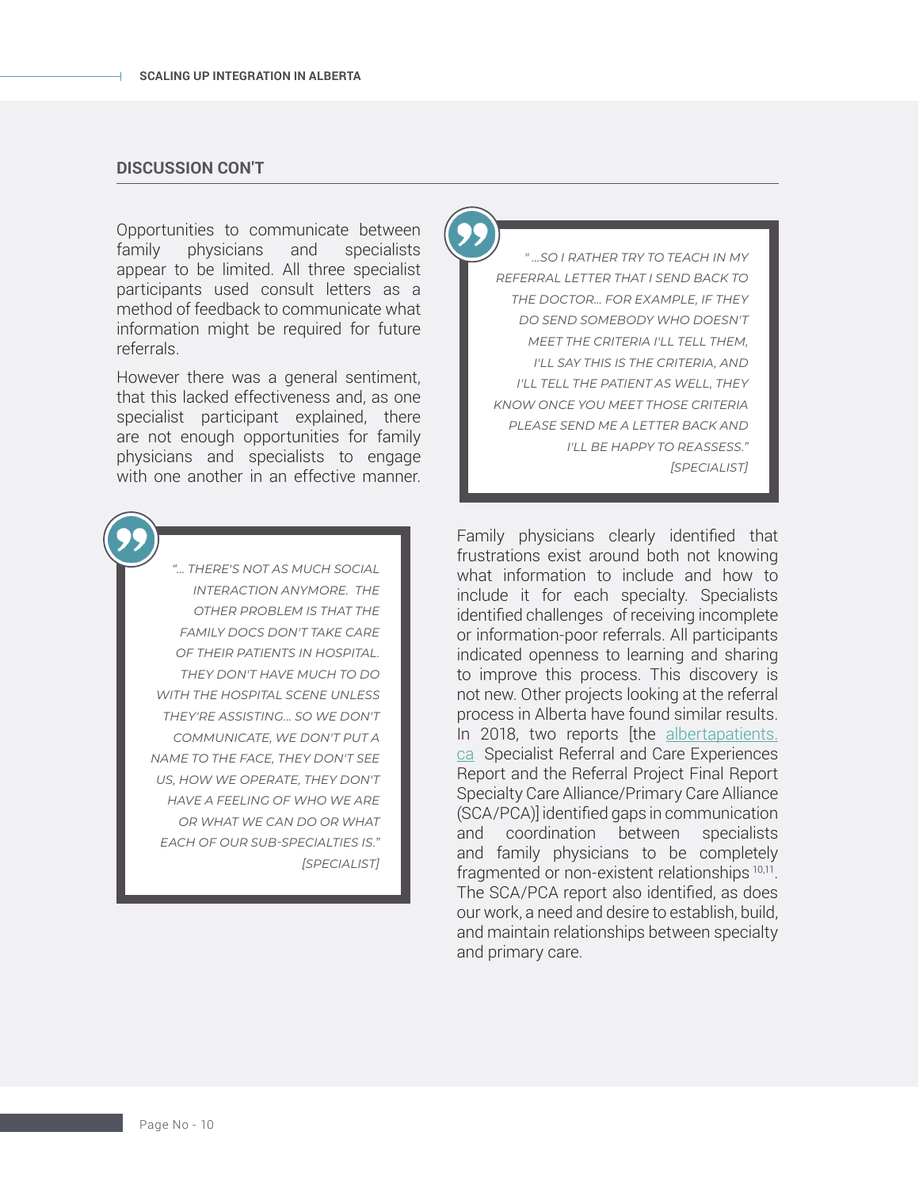## DISCUSSION CON'T

Opportunities to communicate between family physicians and specialists appear to be limited. All three specialist participants used consult letters as a method of feedback to communicate what information might be required for future referrals.

However there was a general sentiment, that this lacked effectiveness and, as one specialist participant explained, there are not enough opportunities for family physicians and specialists to engage with one another in an effective manner.

> *" …SO I RATHER TRY TO TEACH IN MY REFERRAL LETTER THAT I SEND BACK TO THE DOCTOR… FOR EXAMPLE, IF THEY DO SEND SOMEBODY WHO DOESN'T MEET THE CRITERIA I'LL TELL THEM, I'LL SAY THIS IS THE CRITERIA, AND I'LL TELL THE PATIENT AS WELL, THEY KNOW ONCE YOU MEET THOSE CRITERIA PLEASE SEND ME A LETTER BACK AND I'LL BE HAPPY TO REASSESS."*
> *[SPECIALIST]*

> *"… THERE'S NOT AS MUCH SOCIAL INTERACTION ANYMORE. THE OTHER PROBLEM IS THAT THE FAMILY DOCS DON'T TAKE CARE OF THEIR PATIENTS IN HOSPITAL. THEY DON'T HAVE MUCH TO DO WITH THE HOSPITAL SCENE UNLESS THEY'RE ASSISTING… SO WE DON'T COMMUNICATE, WE DON'T PUT A NAME TO THE FACE, THEY DON'T SEE US, HOW WE OPERATE, THEY DON'T HAVE A FEELING OF WHO WE ARE OR WHAT WE CAN DO OR WHAT EACH OF OUR SUB-SPECIALTIES IS."*
> *[SPECIALIST]*

Family physicians clearly identified that frustrations exist around both not knowing what information to include and how to include it for each specialty. Specialists identified challenges of receiving incomplete or information-poor referrals. All participants indicated openness to learning and sharing to improve this process. This discovery is not new. Other projects looking at the referral process in Alberta have found similar results. In 2018, two reports [the albertapatients.ca Specialist Referral and Care Experiences Report and the Referral Project Final Report Specialty Care Alliance/Primary Care Alliance (SCA/PCA)] identified gaps in communication and coordination between specialists and family physicians to be completely fragmented or non-existent relationships [10,11]. The SCA/PCA report also identified, as does our work, a need and desire to establish, build, and maintain relationships between specialty and primary care.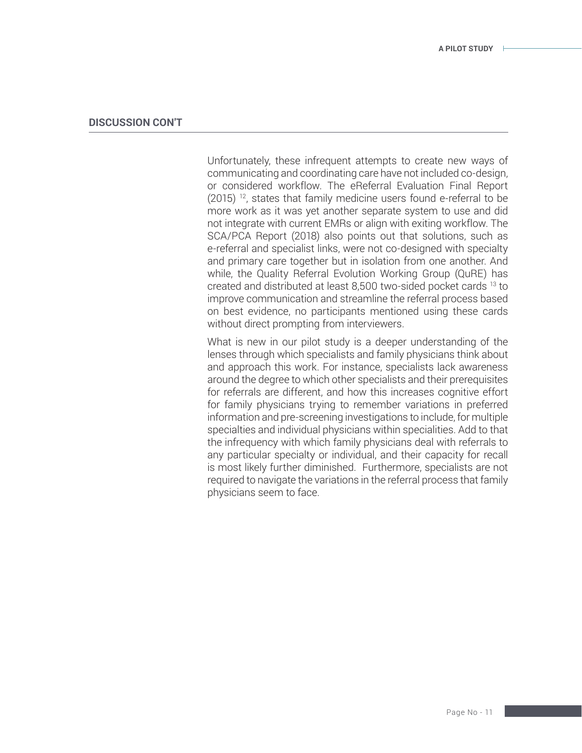## DISCUSSION CON'T

Unfortunately, these infrequent attempts to create new ways of communicating and coordinating care have not included co-design, or considered workflow. The eReferral Evaluation Final Report (2015) [12], states that family medicine users found e-referral to be more work as it was yet another separate system to use and did not integrate with current EMRs or align with exiting workflow. The SCA/PCA Report (2018) also points out that solutions, such as e-referral and specialist links, were not co-designed with specialty and primary care together but in isolation from one another. And while, the Quality Referral Evolution Working Group (QuRE) has created and distributed at least 8,500 two-sided pocket cards [13] to improve communication and streamline the referral process based on best evidence, no participants mentioned using these cards without direct prompting from interviewers.

What is new in our pilot study is a deeper understanding of the lenses through which specialists and family physicians think about and approach this work. For instance, specialists lack awareness around the degree to which other specialists and their prerequisites for referrals are different, and how this increases cognitive effort for family physicians trying to remember variations in preferred information and pre-screening investigations to include, for multiple specialties and individual physicians within specialities. Add to that the infrequency with which family physicians deal with referrals to any particular specialty or individual, and their capacity for recall is most likely further diminished. Furthermore, specialists are not required to navigate the variations in the referral process that family physicians seem to face.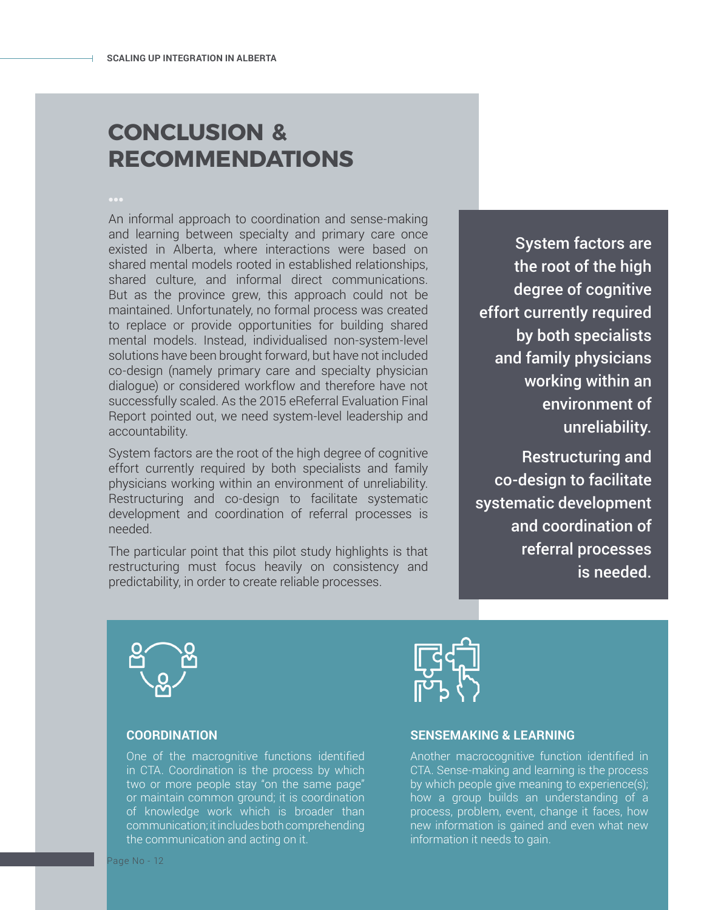# CONCLUSION & RECOMMENDATIONS

An informal approach to coordination and sense-making and learning between specialty and primary care once existed in Alberta, where interactions were based on shared mental models rooted in established relationships, shared culture, and informal direct communications. But as the province grew, this approach could not be maintained. Unfortunately, no formal process was created to replace or provide opportunities for building shared mental models. Instead, individualised non-system-level solutions have been brought forward, but have not included co-design (namely primary care and specialty physician dialogue) or considered workflow and therefore have not successfully scaled. As the 2015 eReferral Evaluation Final Report pointed out, we need system-level leadership and accountability.

System factors are the root of the high degree of cognitive effort currently required by both specialists and family physicians working within an environment of unreliability. Restructuring and co-design to facilitate systematic development and coordination of referral processes is needed.

The particular point that this pilot study highlights is that restructuring must focus heavily on consistency and predictability, in order to create reliable processes.

> **System factors are the root of the high degree of cognitive effort currently required by both specialists and family physicians working within an environment of unreliability.**
>
> **Restructuring and co-design to facilitate systematic development and coordination of referral processes is needed.**

### COORDINATION

One of the macrognitive functions identified in CTA. Coordination is the process by which two or more people stay "on the same page" or maintain common ground; it is coordination of knowledge work which is broader than communication; it includes both comprehending the communication and acting on it.

### SENSEMAKING & LEARNING

Another macrocognitive function identified in CTA. Sense-making and learning is the process by which people give meaning to experience(s); how a group builds an understanding of a process, problem, event, change it faces, how new information is gained and even what new information it needs to gain.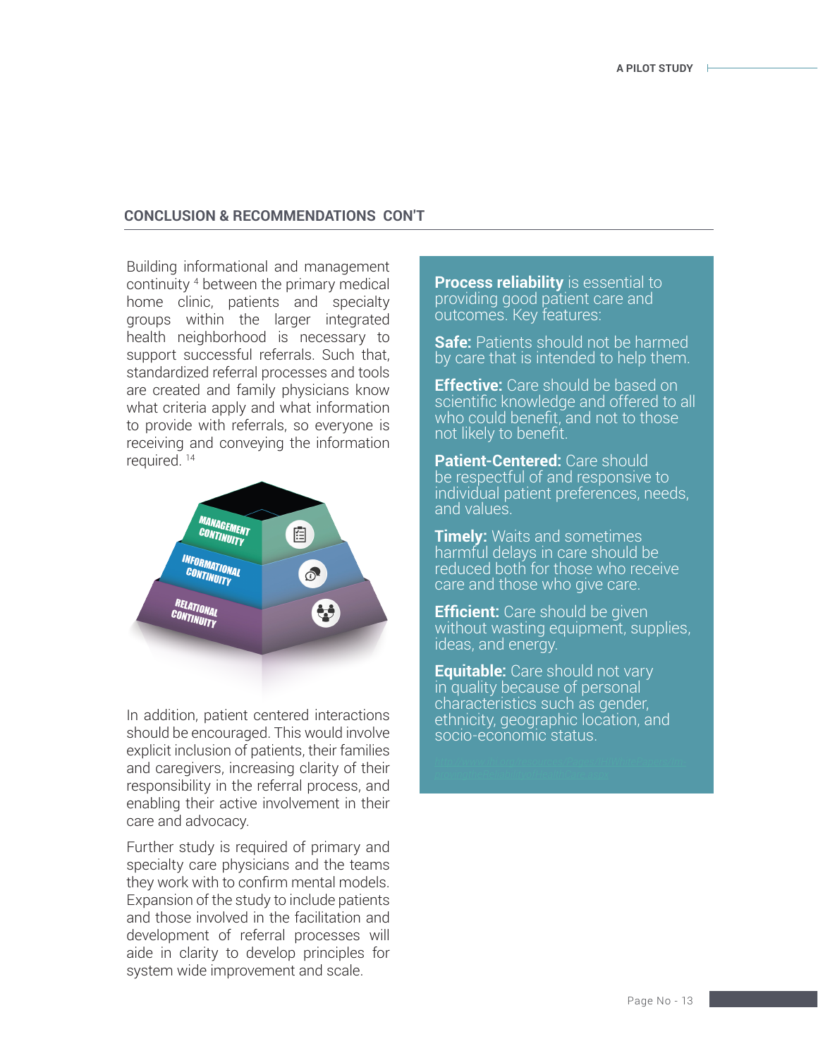## CONCLUSION & RECOMMENDATIONS CON'T

Building informational and management continuity [4] between the primary medical home clinic, patients and specialty groups within the larger integrated health neighborhood is necessary to support successful referrals. Such that, standardized referral processes and tools are created and family physicians know what criteria apply and what information to provide with referrals, so everyone is receiving and conveying the information required. [14]

MANAGEMENT CONTINUITY

INFORMATIONAL CONTINUITY

RELATIONAL CONTINUITY

In addition, patient centered interactions should be encouraged. This would involve explicit inclusion of patients, their families and caregivers, increasing clarity of their responsibility in the referral process, and enabling their active involvement in their care and advocacy.

Further study is required of primary and specialty care physicians and the teams they work with to confirm mental models. Expansion of the study to include patients and those involved in the facilitation and development of referral processes will aide in clarity to develop principles for system wide improvement and scale.

**Process reliability** is essential to providing good patient care and outcomes. Key features:

**Safe:** Patients should not be harmed by care that is intended to help them.

**Effective:** Care should be based on scientific knowledge and offered to all who could benefit, and not to those not likely to benefit.

**Patient-Centered:** Care should be respectful of and responsive to individual patient preferences, needs, and values.

**Timely:** Waits and sometimes harmful delays in care should be reduced both for those who receive care and those who give care.

**Efficient:** Care should be given without wasting equipment, supplies, ideas, and energy.

**Equitable:** Care should not vary in quality because of personal characteristics such as gender, ethnicity, geographic location, and socio-economic status.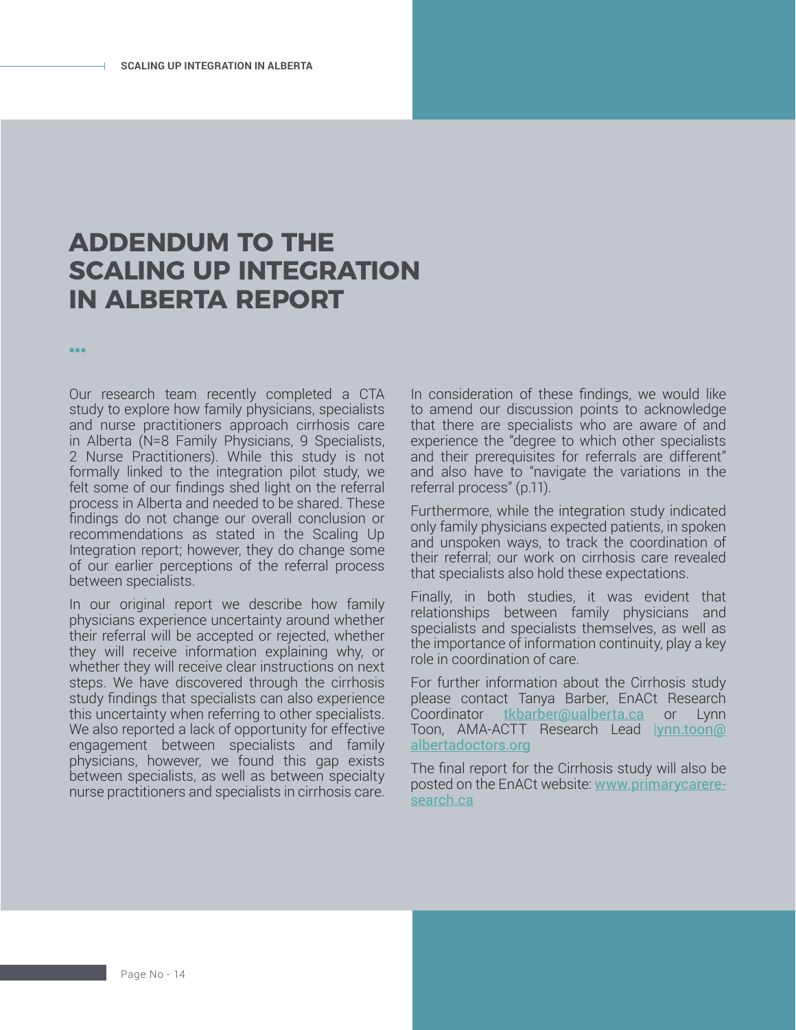# ADDENDUM TO THE SCALING UP INTEGRATION IN ALBERTA REPORT

Our research team recently completed a CTA study to explore how family physicians, specialists and nurse practitioners approach cirrhosis care in Alberta (N=8 Family Physicians, 9 Specialists, 2 Nurse Practitioners). While this study is not formally linked to the integration pilot study, we felt some of our findings shed light on the referral process in Alberta and needed to be shared. These findings do not change our overall conclusion or recommendations as stated in the Scaling Up Integration report; however, they do change some of our earlier perceptions of the referral process between specialists.

In our original report we describe how family physicians experience uncertainty around whether their referral will be accepted or rejected, whether they will receive information explaining why, or whether they will receive clear instructions on next steps. We have discovered through the cirrhosis study findings that specialists can also experience this uncertainty when referring to other specialists. We also reported a lack of opportunity for effective engagement between specialists and family physicians, however, we found this gap exists between specialists, as well as between specialty nurse practitioners and specialists in cirrhosis care.

In consideration of these findings, we would like to amend our discussion points to acknowledge that there are specialists who are aware of and experience the "degree to which other specialists and their prerequisites for referrals are different" and also have to "navigate the variations in the referral process" (p.11).

Furthermore, while the integration study indicated only family physicians expected patients, in spoken and unspoken ways, to track the coordination of their referral; our work on cirrhosis care revealed that specialists also hold these expectations.

Finally, in both studies, it was evident that relationships between family physicians and specialists and specialists themselves, as well as the importance of information continuity, play a key role in coordination of care.

For further information about the Cirrhosis study please contact Tanya Barber, EnACt Research Coordinator tkbarber@ualberta.ca or Lynn Toon, AMA-ACTT Research Lead lynn.toon@albertadoctors.org

The final report for the Cirrhosis study will also be posted on the EnACt website: www.primarycareresearch.ca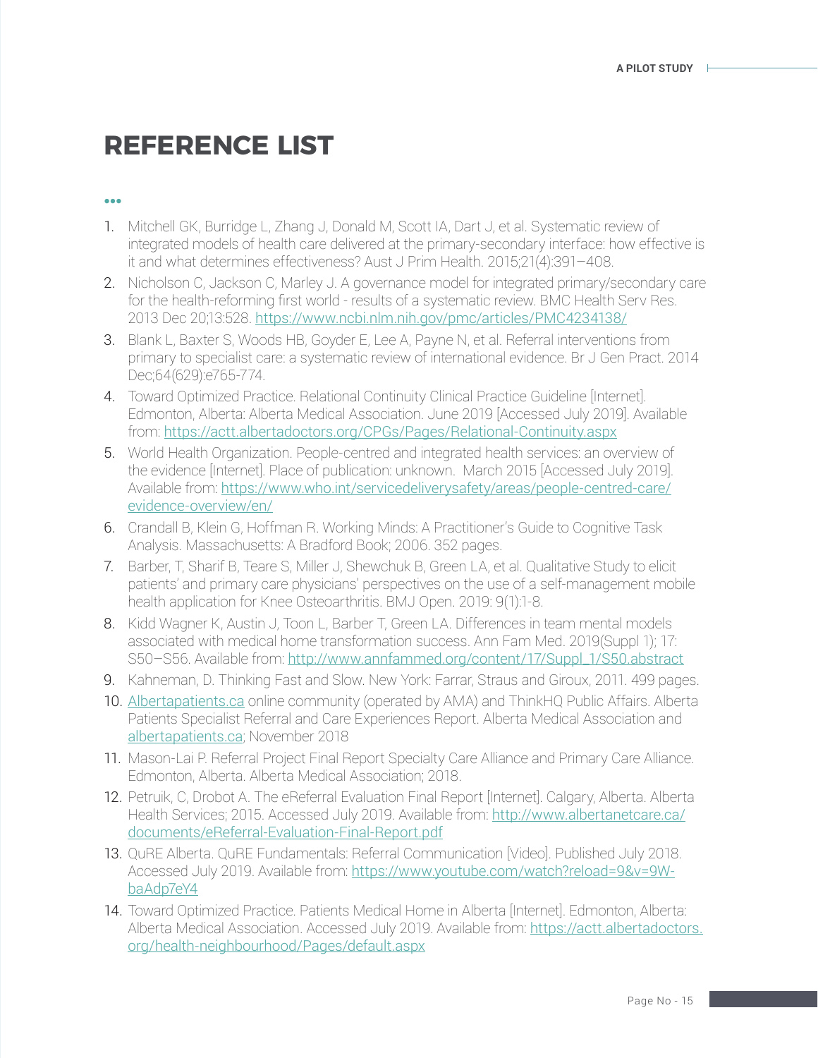# REFERENCE LIST

1. Mitchell GK, Burridge L, Zhang J, Donald M, Scott IA, Dart J, et al. Systematic review of integrated models of health care delivered at the primary-secondary interface: how effective is it and what determines effectiveness? Aust J Prim Health. 2015;21(4):391–408.
2. Nicholson C, Jackson C, Marley J. A governance model for integrated primary/secondary care for the health-reforming first world - results of a systematic review. BMC Health Serv Res. 2013 Dec 20;13:528. https://www.ncbi.nlm.nih.gov/pmc/articles/PMC4234138/
3. Blank L, Baxter S, Woods HB, Goyder E, Lee A, Payne N, et al. Referral interventions from primary to specialist care: a systematic review of international evidence. Br J Gen Pract. 2014 Dec;64(629):e765-774.
4. Toward Optimized Practice. Relational Continuity Clinical Practice Guideline [Internet]. Edmonton, Alberta: Alberta Medical Association. June 2019 [Accessed July 2019]. Available from: https://actt.albertadoctors.org/CPGs/Pages/Relational-Continuity.aspx
5. World Health Organization. People-centred and integrated health services: an overview of the evidence [Internet]. Place of publication: unknown. March 2015 [Accessed July 2019]. Available from: https://www.who.int/servicedeliverysafety/areas/people-centred-care/evidence-overview/en/
6. Crandall B, Klein G, Hoffman R. Working Minds: A Practitioner's Guide to Cognitive Task Analysis. Massachusetts: A Bradford Book; 2006. 352 pages.
7. Barber, T, Sharif B, Teare S, Miller J, Shewchuk B, Green LA, et al. Qualitative Study to elicit patients' and primary care physicians' perspectives on the use of a self-management mobile health application for Knee Osteoarthritis. BMJ Open. 2019: 9(1):1-8.
8. Kidd Wagner K, Austin J, Toon L, Barber T, Green LA. Differences in team mental models associated with medical home transformation success. Ann Fam Med. 2019(Suppl 1); 17: S50–S56. Available from: http://www.annfammed.org/content/17/Suppl_1/S50.abstract
9. Kahneman, D. Thinking Fast and Slow. New York: Farrar, Straus and Giroux, 2011. 499 pages.
10. Albertapatients.ca online community (operated by AMA) and ThinkHQ Public Affairs. Alberta Patients Specialist Referral and Care Experiences Report. Alberta Medical Association and albertapatients.ca; November 2018
11. Mason-Lai P. Referral Project Final Report Specialty Care Alliance and Primary Care Alliance. Edmonton, Alberta. Alberta Medical Association; 2018.
12. Petruik, C, Drobot A. The eReferral Evaluation Final Report [Internet]. Calgary, Alberta. Alberta Health Services; 2015. Accessed July 2019. Available from: http://www.albertanetcare.ca/documents/eReferral-Evaluation-Final-Report.pdf
13. QuRE Alberta. QuRE Fundamentals: Referral Communication [Video]. Published July 2018. Accessed July 2019. Available from: https://www.youtube.com/watch?reload=9&v=9W-baAdp7eY4
14. Toward Optimized Practice. Patients Medical Home in Alberta [Internet]. Edmonton, Alberta: Alberta Medical Association. Accessed July 2019. Available from: https://actt.albertadoctors.org/health-neighbourhood/Pages/default.aspx